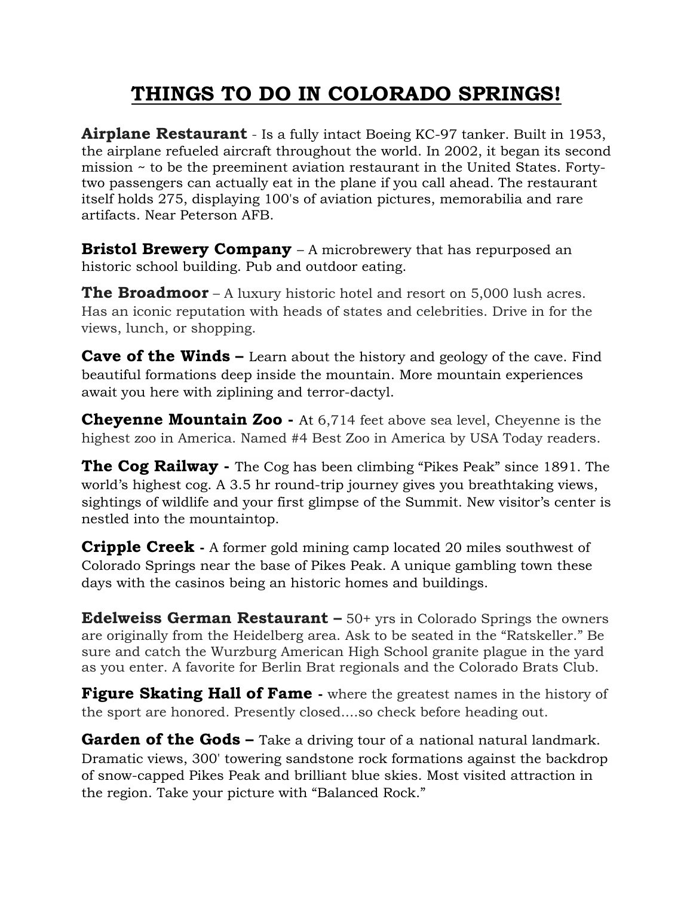# THINGS TO DO IN COLORADO SPRINGS!

**Airplane Restaurant** - Is a fully intact Boeing KC-97 tanker. Built in 1953, the airplane refueled aircraft throughout the world. In 2002, it began its second mission ~ to be the preeminent aviation restaurant in the United States. Forty-two passengers can actually eat in the plane if you call ahead. The restaurant itself holds 275, displaying 100's of aviation pictures, memorabilia and rare artifacts. Near Peterson AFB.

**Bristol Brewery Company** – A microbrewery that has repurposed an historic school building. Pub and outdoor eating.

**The Broadmoor** – A luxury historic hotel and resort on 5,000 lush acres. Has an iconic reputation with heads of states and celebrities. Drive in for the views, lunch, or shopping.

**Cave of the Winds –** Learn about the history and geology of the cave. Find beautiful formations deep inside the mountain. More mountain experiences await you here with ziplining and terror-dactyl.

**Cheyenne Mountain Zoo -** At 6,714 feet above sea level, Cheyenne is the highest zoo in America. Named #4 Best Zoo in America by USA Today readers.

**The Cog Railway -** The Cog has been climbing "Pikes Peak" since 1891. The world's highest cog. A 3.5 hr round-trip journey gives you breathtaking views, sightings of wildlife and your first glimpse of the Summit. New visitor's center is nestled into the mountaintop.

**Cripple Creek -** A former gold mining camp located 20 miles southwest of Colorado Springs near the base of Pikes Peak. A unique gambling town these days with the casinos being an historic homes and buildings.

**Edelweiss German Restaurant –** 50+ yrs in Colorado Springs the owners are originally from the Heidelberg area. Ask to be seated in the "Ratskeller." Be sure and catch the Wurzburg American High School granite plague in the yard as you enter. A favorite for Berlin Brat regionals and the Colorado Brats Club.

**Figure Skating Hall of Fame -** where the greatest names in the history of the sport are honored. Presently closed....so check before heading out.

**Garden of the Gods –** Take a driving tour of a national natural landmark. Dramatic views, 300' towering sandstone rock formations against the backdrop of snow-capped Pikes Peak and brilliant blue skies. Most visited attraction in the region. Take your picture with "Balanced Rock."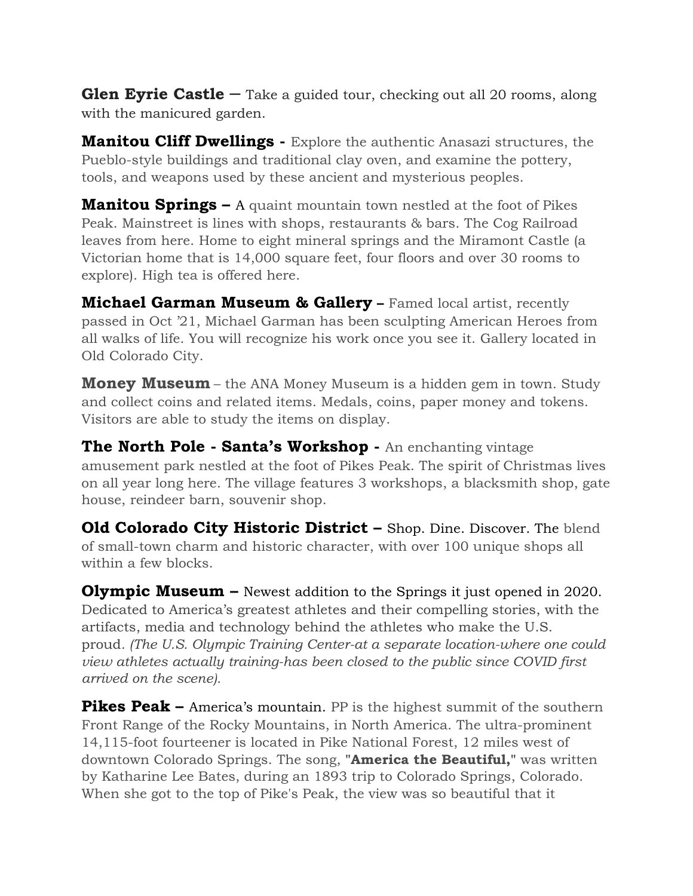**Glen Eyrie Castle –** Take a guided tour, checking out all 20 rooms, along with the manicured garden.

**Manitou Cliff Dwellings -** Explore the authentic Anasazi structures, the Pueblo-style buildings and traditional clay oven, and examine the pottery, tools, and weapons used by these ancient and mysterious peoples.

**Manitou Springs –** A quaint mountain town nestled at the foot of Pikes Peak. Mainstreet is lines with shops, restaurants & bars. The Cog Railroad leaves from here. Home to eight mineral springs and the Miramont Castle (a Victorian home that is 14,000 square feet, four floors and over 30 rooms to explore). High tea is offered here.

**Michael Garman Museum & Gallery –** Famed local artist, recently passed in Oct '21, Michael Garman has been sculpting American Heroes from all walks of life. You will recognize his work once you see it. Gallery located in Old Colorado City.

**Money Museum** – the ANA Money Museum is a hidden gem in town. Study and collect coins and related items. Medals, coins, paper money and tokens. Visitors are able to study the items on display.

**The North Pole - Santa's Workshop -** An enchanting vintage amusement park nestled at the foot of Pikes Peak. The spirit of Christmas lives on all year long here. The village features 3 workshops, a blacksmith shop, gate house, reindeer barn, souvenir shop.

**Old Colorado City Historic District –** Shop. Dine. Discover. The blend of small-town charm and historic character, with over 100 unique shops all within a few blocks.

**Olympic Museum –** Newest addition to the Springs it just opened in 2020. Dedicated to America's greatest athletes and their compelling stories, with the artifacts, media and technology behind the athletes who make the U.S. proud. *(The U.S. Olympic Training Center-at a separate location-where one could view athletes actually training-has been closed to the public since COVID first arrived on the scene).*

**Pikes Peak –** America's mountain. PP is the highest summit of the southern Front Range of the Rocky Mountains, in North America. The ultra-prominent 14,115-foot fourteener is located in Pike National Forest, 12 miles west of downtown Colorado Springs. The song, "**America the Beautiful,**" was written by Katharine Lee Bates, during an 1893 trip to Colorado Springs, Colorado. When she got to the top of Pike's Peak, the view was so beautiful that it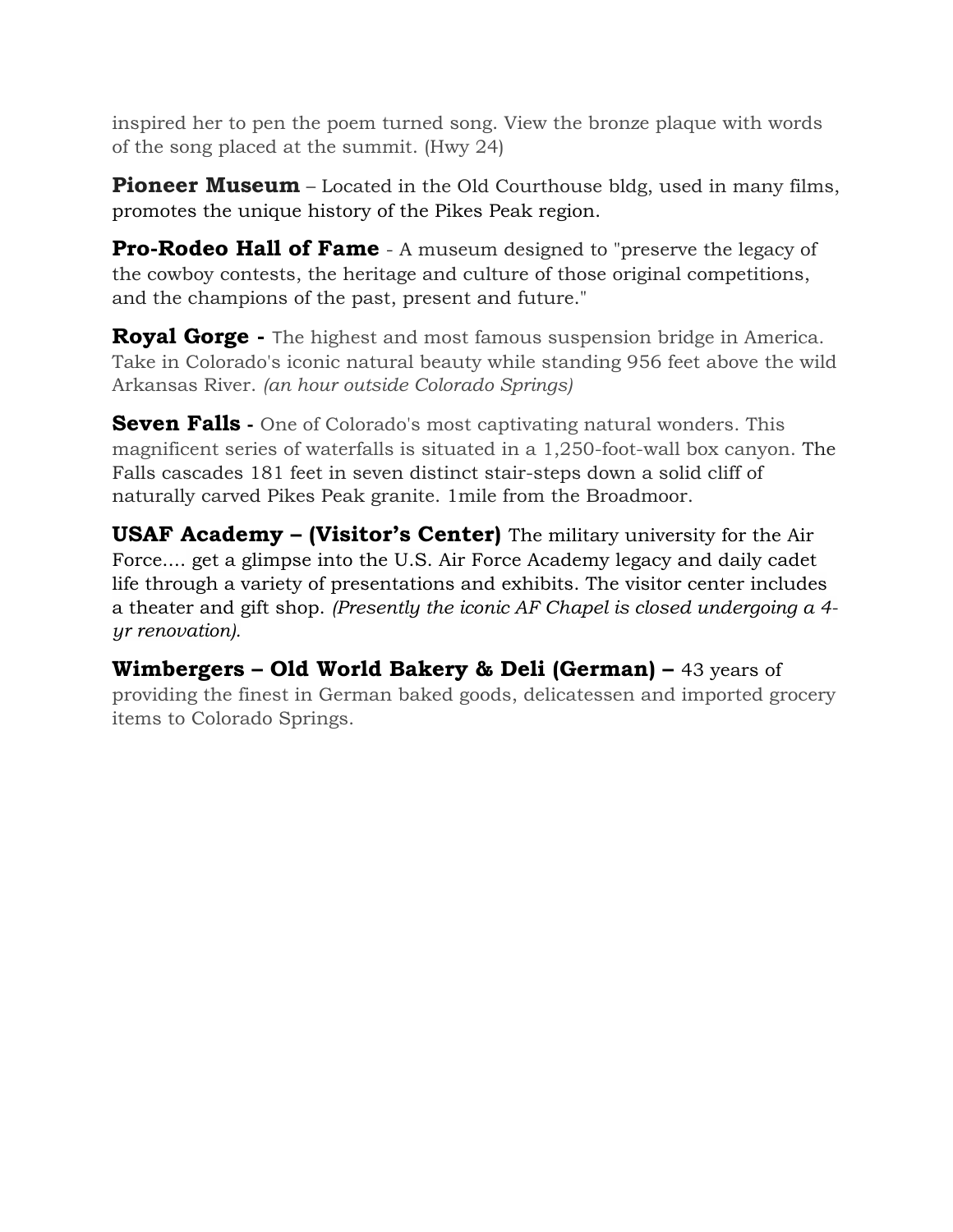inspired her to pen the poem turned song. View the bronze plaque with words of the song placed at the summit. (Hwy 24)

**Pioneer Museum** – Located in the Old Courthouse bldg, used in many films, promotes the unique history of the Pikes Peak region.

**Pro-Rodeo Hall of Fame** - A museum designed to "preserve the legacy of the cowboy contests, the heritage and culture of those original competitions, and the champions of the past, present and future."

**Royal Gorge -** The highest and most famous suspension bridge in America. Take in Colorado's iconic natural beauty while standing 956 feet above the wild Arkansas River. *(an hour outside Colorado Springs)*

**Seven Falls -** One of Colorado's most captivating natural wonders. This magnificent series of waterfalls is situated in a 1,250-foot-wall box canyon. The Falls cascades 181 feet in seven distinct stair-steps down a solid cliff of naturally carved Pikes Peak granite. 1mile from the Broadmoor.

**USAF Academy – (Visitor's Center)** The military university for the Air Force.... get a glimpse into the U.S. Air Force Academy legacy and daily cadet life through a variety of presentations and exhibits. The visitor center includes a theater and gift shop. *(Presently the iconic AF Chapel is closed undergoing a 4-yr renovation).*

**Wimbergers – Old World Bakery & Deli (German) –** 43 years of providing the finest in German baked goods, delicatessen and imported grocery items to Colorado Springs.